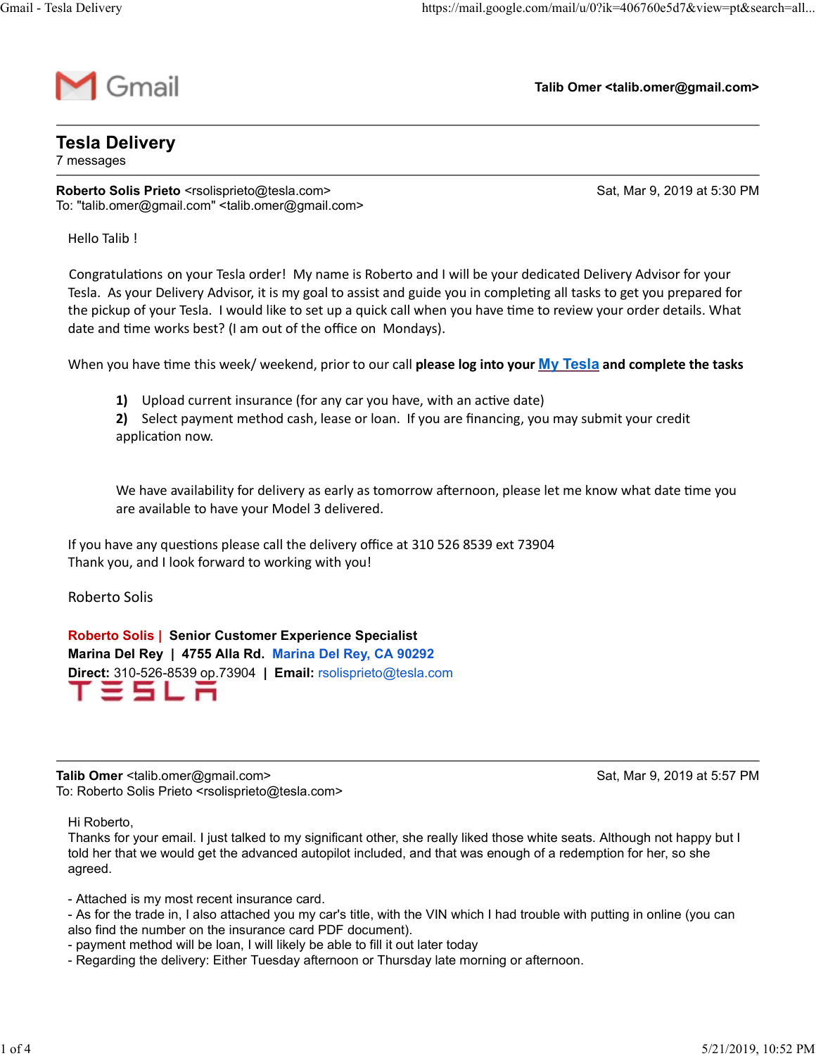Gmail

**Talib Omer <talib.omer@gmail.com>**

---

# Tesla Delivery

7 messages

---

**Roberto Solis Prieto** <rsolisprieto@tesla.com> — Sat, Mar 9, 2019 at 5:30 PM
To: "talib.omer@gmail.com" <talib.omer@gmail.com>

Hello Talib !

Congratulations on your Tesla order! My name is Roberto and I will be your dedicated Delivery Advisor for your Tesla. As your Delivery Advisor, it is my goal to assist and guide you in completing all tasks to get you prepared for the pickup of your Tesla. I would like to set up a quick call when you have time to review your order details. What date and time works best? (I am out of the office on Mondays).

When you have time this week/ weekend, prior to our call **please log into your My Tesla and complete the tasks**

> **1)** Upload current insurance (for any car you have, with an active date)
> **2)** Select payment method cash, lease or loan. If you are financing, you may submit your credit application now.
>
> We have availability for delivery as early as tomorrow afternoon, please let me know what date time you are available to have your Model 3 delivered.

If you have any questions please call the delivery office at 310 526 8539 ext 73904
Thank you, and I look forward to working with you!

Roberto Solis

**Roberto Solis |** **Senior Customer Experience Specialist**
**Marina Del Rey | 4755 Alla Rd. Marina Del Rey, CA 90292**
**Direct:** 310-526-8539 op.73904 | **Email:** rsolisprieto@tesla.com
TESLA

---

**Talib Omer** <talib.omer@gmail.com> — Sat, Mar 9, 2019 at 5:57 PM
To: Roberto Solis Prieto <rsolisprieto@tesla.com>

Hi Roberto,
Thanks for your email. I just talked to my significant other, she really liked those white seats. Although not happy but I told her that we would get the advanced autopilot included, and that was enough of a redemption for her, so she agreed.

- Attached is my most recent insurance card.
- As for the trade in, I also attached you my car's title, with the VIN which I had trouble with putting in online (you can also find the number on the insurance card PDF document).
- payment method will be loan, I will likely be able to fill it out later today
- Regarding the delivery: Either Tuesday afternoon or Thursday late morning or afternoon.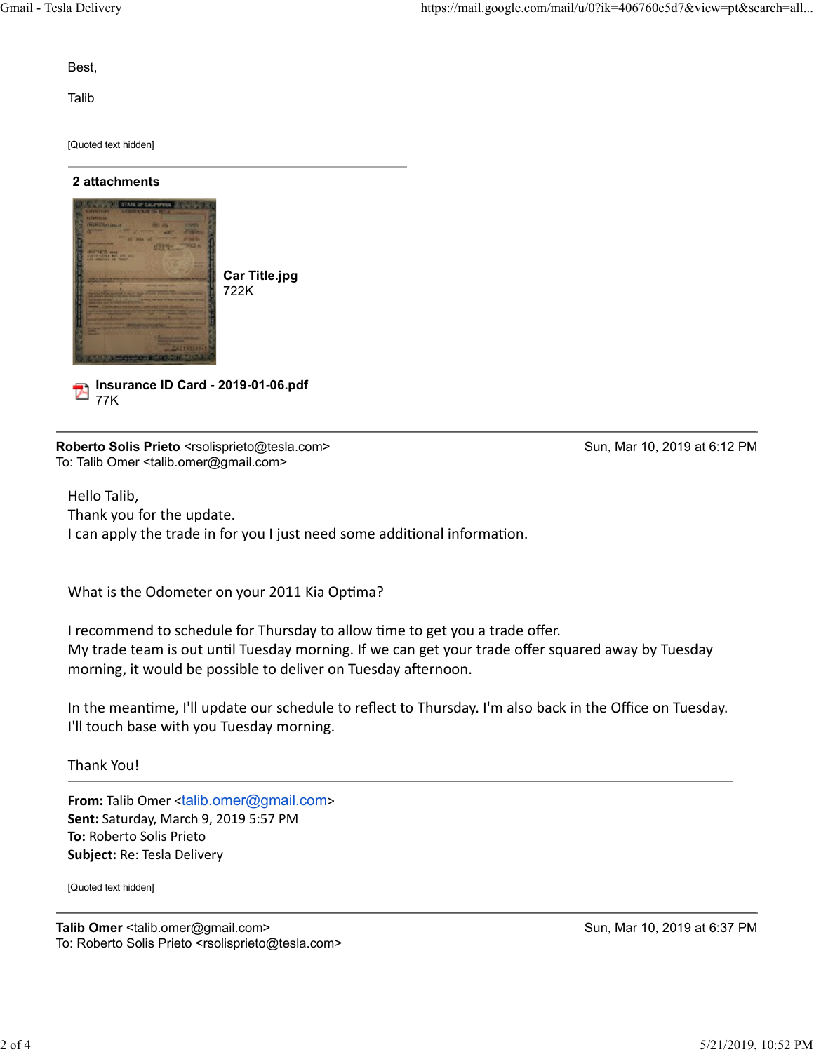Best,

Talib

[Quoted text hidden]

---

**2 attachments**

**Car Title.jpg**
722K

**Insurance ID Card - 2019-01-06.pdf**
77K

---

**Roberto Solis Prieto** <rsolisprieto@tesla.com>
To: Talib Omer <talib.omer@gmail.com>

Sun, Mar 10, 2019 at 6:12 PM

Hello Talib,
Thank you for the update.
I can apply the trade in for you I just need some additional information.

What is the Odometer on your 2011 Kia Optima?

I recommend to schedule for Thursday to allow time to get you a trade offer.
My trade team is out until Tuesday morning. If we can get your trade offer squared away by Tuesday morning, it would be possible to deliver on Tuesday afternoon.

In the meantime, I'll update our schedule to reflect to Thursday. I'm also back in the Office on Tuesday.
I'll touch base with you Tuesday morning.

Thank You!

---

**From:** Talib Omer <talib.omer@gmail.com>
**Sent:** Saturday, March 9, 2019 5:57 PM
**To:** Roberto Solis Prieto
**Subject:** Re: Tesla Delivery

[Quoted text hidden]

---

**Talib Omer** <talib.omer@gmail.com>
To: Roberto Solis Prieto <rsolisprieto@tesla.com>

Sun, Mar 10, 2019 at 6:37 PM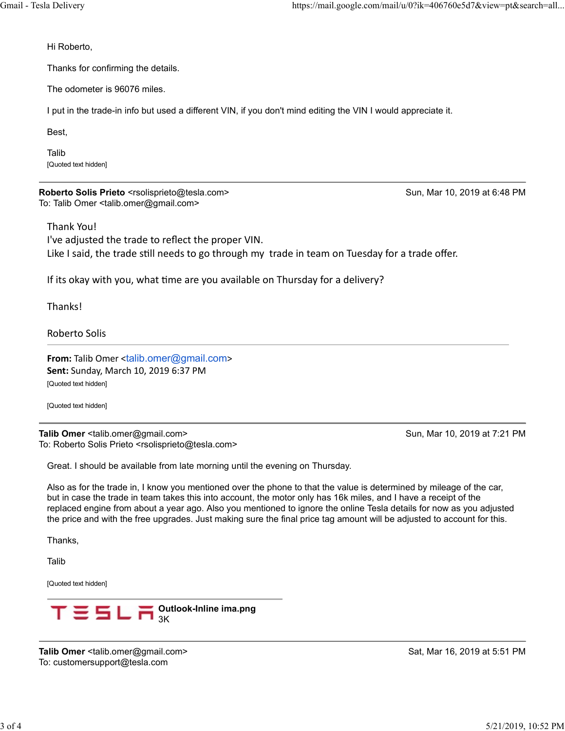Hi Roberto,

Thanks for confirming the details.

The odometer is 96076 miles.

I put in the trade-in info but used a different VIN, if you don't mind editing the VIN I would appreciate it.

Best,

Talib

[Quoted text hidden]

---

**Roberto Solis Prieto** <rsolisprieto@tesla.com> — Sun, Mar 10, 2019 at 6:48 PM
To: Talib Omer <talib.omer@gmail.com>

Thank You!
I've adjusted the trade to reflect the proper VIN.
Like I said, the trade still needs to go through my trade in team on Tuesday for a trade offer.

If its okay with you, what time are you available on Thursday for a delivery?

Thanks!

Roberto Solis

**From:** Talib Omer <talib.omer@gmail.com>
**Sent:** Sunday, March 10, 2019 6:37 PM
[Quoted text hidden]

[Quoted text hidden]

---

**Talib Omer** <talib.omer@gmail.com> — Sun, Mar 10, 2019 at 7:21 PM
To: Roberto Solis Prieto <rsolisprieto@tesla.com>

Great. I should be available from late morning until the evening on Thursday.

Also as for the trade in, I know you mentioned over the phone to that the value is determined by mileage of the car, but in case the trade in team takes this into account, the motor only has 16k miles, and I have a receipt of the replaced engine from about a year ago. Also you mentioned to ignore the online Tesla details for now as you adjusted the price and with the free upgrades. Just making sure the final price tag amount will be adjusted to account for this.

Thanks,

Talib

[Quoted text hidden]

TESLA **Outlook-Inline ima.png**
3K

---

**Talib Omer** <talib.omer@gmail.com> — Sat, Mar 16, 2019 at 5:51 PM
To: customersupport@tesla.com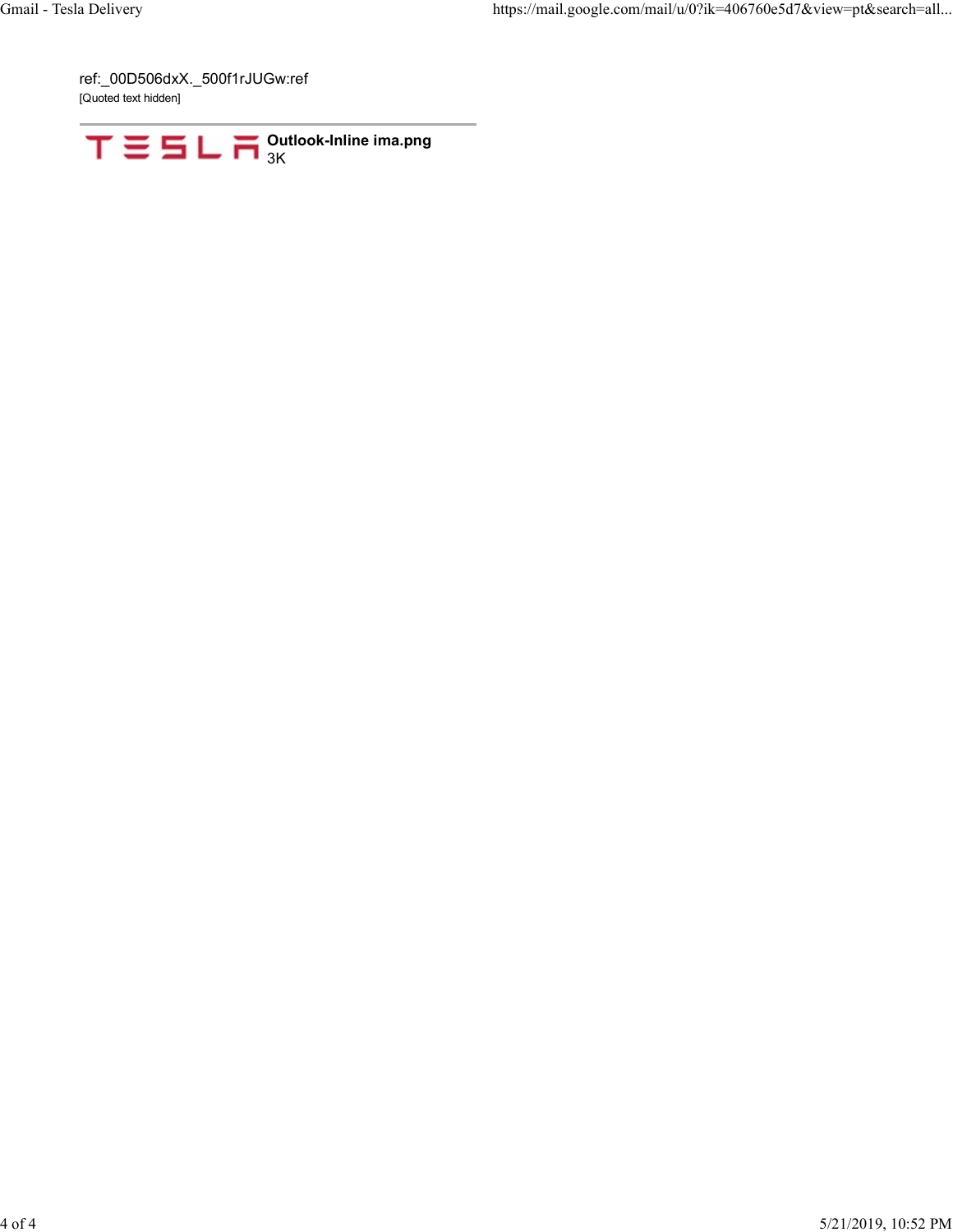ref:_00D506dxX._500f1rJUGw:ref

[Quoted text hidden]

---

**Outlook-Inline ima.png**
3K